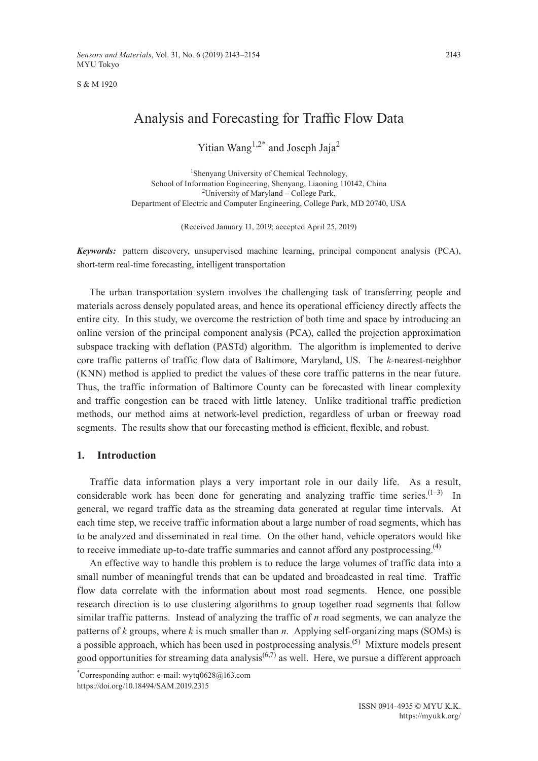S & M 1920

# Analysis and Forecasting for Traffic Flow Data

Yitian Wang[1,2*] and Joseph Jaja[2]

[1]Shenyang University of Chemical Technology,
School of Information Engineering, Shenyang, Liaoning 110142, China
[2]University of Maryland – College Park,
Department of Electric and Computer Engineering, College Park, MD 20740, USA

(Received January 11, 2019; accepted April 25, 2019)

***Keywords:*** pattern discovery, unsupervised machine learning, principal component analysis (PCA), short-term real-time forecasting, intelligent transportation

The urban transportation system involves the challenging task of transferring people and materials across densely populated areas, and hence its operational efficiency directly affects the entire city. In this study, we overcome the restriction of both time and space by introducing an online version of the principal component analysis (PCA), called the projection approximation subspace tracking with deflation (PASTd) algorithm. The algorithm is implemented to derive core traffic patterns of traffic flow data of Baltimore, Maryland, US. The *k*-nearest-neighbor (KNN) method is applied to predict the values of these core traffic patterns in the near future. Thus, the traffic information of Baltimore County can be forecasted with linear complexity and traffic congestion can be traced with little latency. Unlike traditional traffic prediction methods, our method aims at network-level prediction, regardless of urban or freeway road segments. The results show that our forecasting method is efficient, flexible, and robust.

## 1. Introduction

Traffic data information plays a very important role in our daily life. As a result, considerable work has been done for generating and analyzing traffic time series.[1–3] In general, we regard traffic data as the streaming data generated at regular time intervals. At each time step, we receive traffic information about a large number of road segments, which has to be analyzed and disseminated in real time. On the other hand, vehicle operators would like to receive immediate up-to-date traffic summaries and cannot afford any postprocessing.[4]

An effective way to handle this problem is to reduce the large volumes of traffic data into a small number of meaningful trends that can be updated and broadcasted in real time. Traffic flow data correlate with the information about most road segments. Hence, one possible research direction is to use clustering algorithms to group together road segments that follow similar traffic patterns. Instead of analyzing the traffic of *n* road segments, we can analyze the patterns of *k* groups, where *k* is much smaller than *n*. Applying self-organizing maps (SOMs) is a possible approach, which has been used in postprocessing analysis.[5] Mixture models present good opportunities for streaming data analysis[6,7] as well. Here, we pursue a different approach

*Corresponding author: e-mail: wytq0628@163.com
https://doi.org/10.18494/SAM.2019.2315

ISSN 0914-4935 © MYU K.K.
https://myukk.org/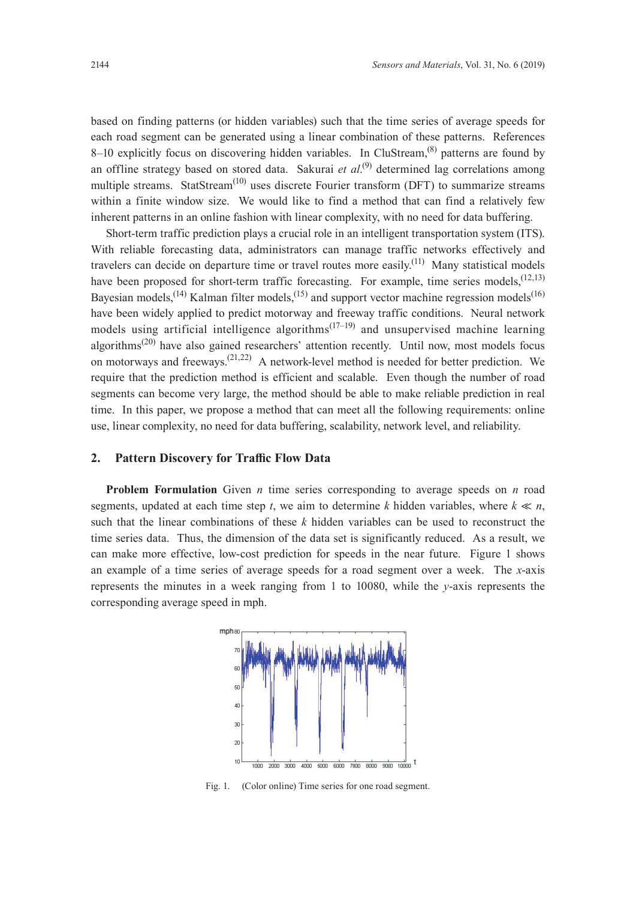based on finding patterns (or hidden variables) such that the time series of average speeds for each road segment can be generated using a linear combination of these patterns. References 8–10 explicitly focus on discovering hidden variables. In CluStream,[8] patterns are found by an offline strategy based on stored data. Sakurai *et al.*[9] determined lag correlations among multiple streams. StatStream[10] uses discrete Fourier transform (DFT) to summarize streams within a finite window size. We would like to find a method that can find a relatively few inherent patterns in an online fashion with linear complexity, with no need for data buffering.

Short-term traffic prediction plays a crucial role in an intelligent transportation system (ITS). With reliable forecasting data, administrators can manage traffic networks effectively and travelers can decide on departure time or travel routes more easily.[11] Many statistical models have been proposed for short-term traffic forecasting. For example, time series models,[12,13] Bayesian models,[14] Kalman filter models,[15] and support vector machine regression models[16] have been widely applied to predict motorway and freeway traffic conditions. Neural network models using artificial intelligence algorithms[17–19] and unsupervised machine learning algorithms[20] have also gained researchers' attention recently. Until now, most models focus on motorways and freeways.[21,22] A network-level method is needed for better prediction. We require that the prediction method is efficient and scalable. Even though the number of road segments can become very large, the method should be able to make reliable prediction in real time. In this paper, we propose a method that can meet all the following requirements: online use, linear complexity, no need for data buffering, scalability, network level, and reliability.

## 2. Pattern Discovery for Traffic Flow Data

**Problem Formulation** Given $n$ time series corresponding to average speeds on $n$ road segments, updated at each time step $t$, we aim to determine $k$ hidden variables, where $k \ll n$, such that the linear combinations of these $k$ hidden variables can be used to reconstruct the time series data. Thus, the dimension of the data set is significantly reduced. As a result, we can make more effective, low-cost prediction for speeds in the near future. Figure 1 shows an example of a time series of average speeds for a road segment over a week. The $x$-axis represents the minutes in a week ranging from 1 to 10080, while the $y$-axis represents the corresponding average speed in mph.

Fig. 1. (Color online) Time series for one road segment.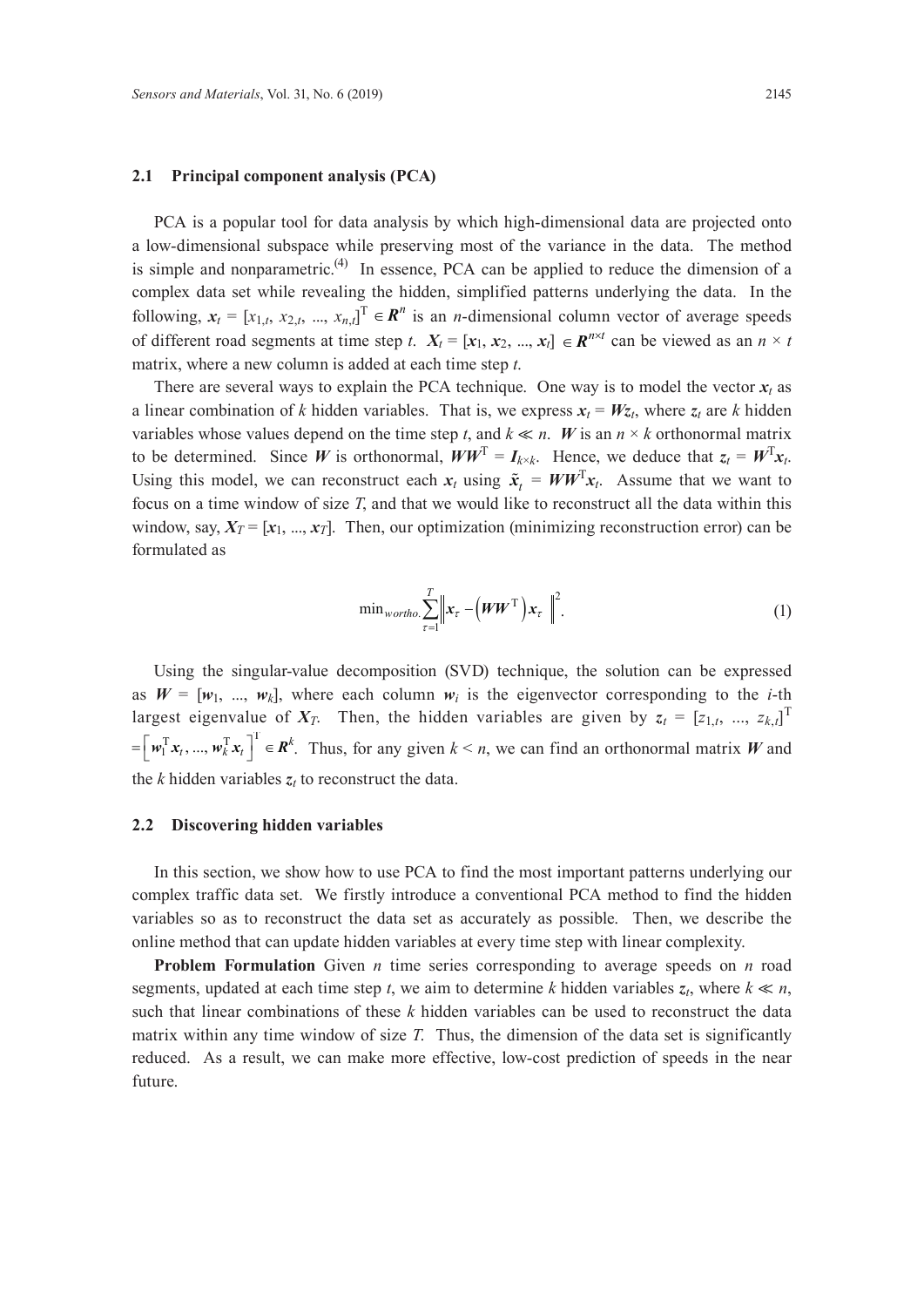### 2.1 Principal component analysis (PCA)

PCA is a popular tool for data analysis by which high-dimensional data are projected onto a low-dimensional subspace while preserving most of the variance in the data. The method is simple and nonparametric.[4] In essence, PCA can be applied to reduce the dimension of a complex data set while revealing the hidden, simplified patterns underlying the data. In the following, $\boldsymbol{x}_t = [x_{1,t}, x_{2,t}, ..., x_{n,t}]^{\mathrm{T}} \in \boldsymbol{R}^n$ is an $n$-dimensional column vector of average speeds of different road segments at time step $t$. $\boldsymbol{X}_t = [\boldsymbol{x}_1, \boldsymbol{x}_2, ..., \boldsymbol{x}_t] \in \boldsymbol{R}^{n \times t}$ can be viewed as an $n \times t$ matrix, where a new column is added at each time step $t$.

There are several ways to explain the PCA technique. One way is to model the vector $\boldsymbol{x}_t$ as a linear combination of $k$ hidden variables. That is, we express $\boldsymbol{x}_t = \boldsymbol{W}\boldsymbol{z}_t$, where $\boldsymbol{z}_t$ are $k$ hidden variables whose values depend on the time step $t$, and $k \ll n$. $\boldsymbol{W}$ is an $n \times k$ orthonormal matrix to be determined. Since $\boldsymbol{W}$ is orthonormal, $\boldsymbol{W}\boldsymbol{W}^{\mathrm{T}} = \boldsymbol{I}_{k \times k}$. Hence, we deduce that $\boldsymbol{z}_t = \boldsymbol{W}^{\mathrm{T}}\boldsymbol{x}_t$. Using this model, we can reconstruct each $\boldsymbol{x}_t$ using $\tilde{\boldsymbol{x}}_t = \boldsymbol{W}\boldsymbol{W}^{\mathrm{T}}\boldsymbol{x}_t$. Assume that we want to focus on a time window of size $T$, and that we would like to reconstruct all the data within this window, say, $\boldsymbol{X}_T = [\boldsymbol{x}_1, ..., \boldsymbol{x}_T]$. Then, our optimization (minimizing reconstruction error) can be formulated as

$$\min_{w \, ortho.} \sum_{\tau=1}^{T} \left\| \boldsymbol{x}_\tau - \left(\boldsymbol{W}\boldsymbol{W}^{\mathrm{T}}\right)\boldsymbol{x}_\tau \right\|^2. \tag{1}$$

Using the singular-value decomposition (SVD) technique, the solution can be expressed as $\boldsymbol{W} = [\boldsymbol{w}_1, ..., \boldsymbol{w}_k]$, where each column $\boldsymbol{w}_i$ is the eigenvector corresponding to the $i$-th largest eigenvalue of $\boldsymbol{X}_T$. Then, the hidden variables are given by $\boldsymbol{z}_t = [z_{1,t}, ..., z_{k,t}]^{\mathrm{T}} = \left[\boldsymbol{w}_1^{\mathrm{T}}\boldsymbol{x}_t, ..., \boldsymbol{w}_k^{\mathrm{T}}\boldsymbol{x}_t\right]^{\mathrm{T}} \in \boldsymbol{R}^k$. Thus, for any given $k < n$, we can find an orthonormal matrix $\boldsymbol{W}$ and the $k$ hidden variables $\boldsymbol{z}_t$ to reconstruct the data.

### 2.2 Discovering hidden variables

In this section, we show how to use PCA to find the most important patterns underlying our complex traffic data set. We firstly introduce a conventional PCA method to find the hidden variables so as to reconstruct the data set as accurately as possible. Then, we describe the online method that can update hidden variables at every time step with linear complexity.

**Problem Formulation** Given $n$ time series corresponding to average speeds on $n$ road segments, updated at each time step $t$, we aim to determine $k$ hidden variables $\boldsymbol{z}_t$, where $k \ll n$, such that linear combinations of these $k$ hidden variables can be used to reconstruct the data matrix within any time window of size $T$. Thus, the dimension of the data set is significantly reduced. As a result, we can make more effective, low-cost prediction of speeds in the near future.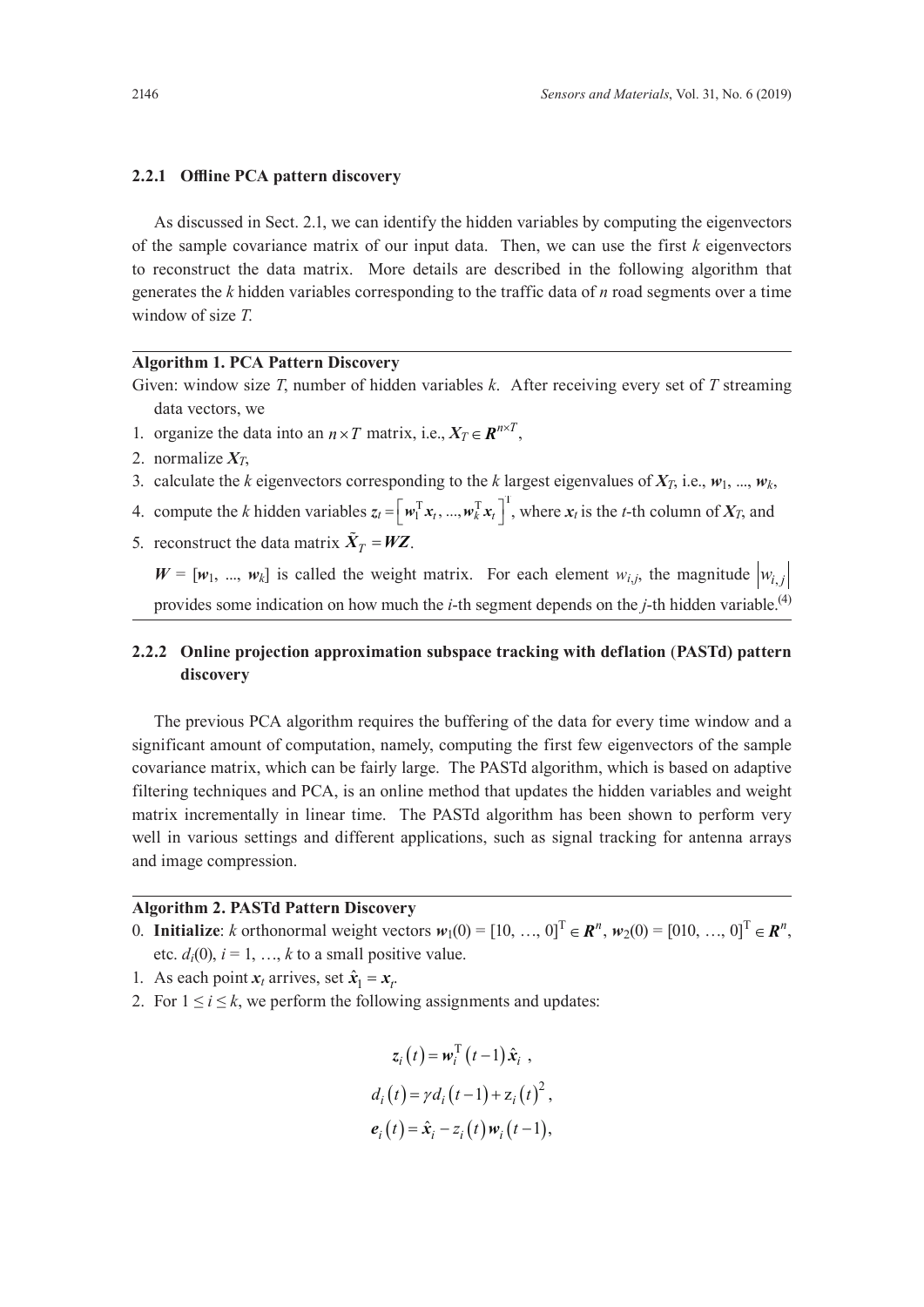### 2.2.1 Offline PCA pattern discovery

As discussed in Sect. 2.1, we can identify the hidden variables by computing the eigenvectors of the sample covariance matrix of our input data. Then, we can use the first $k$ eigenvectors to reconstruct the data matrix. More details are described in the following algorithm that generates the $k$ hidden variables corresponding to the traffic data of $n$ road segments over a time window of size $T$.

---

**Algorithm 1. PCA Pattern Discovery**

Given: window size $T$, number of hidden variables $k$. After receiving every set of $T$ streaming data vectors, we

1. organize the data into an $n \times T$ matrix, i.e., $\boldsymbol{X}_T \in \boldsymbol{R}^{n \times T}$,
2. normalize $\boldsymbol{X}_T$,
3. calculate the $k$ eigenvectors corresponding to the $k$ largest eigenvalues of $\boldsymbol{X}_T$, i.e., $\boldsymbol{w}_1, ..., \boldsymbol{w}_k$,
4. compute the $k$ hidden variables $\boldsymbol{z}_t = \left[ \boldsymbol{w}_1^{\mathrm{T}} \boldsymbol{x}_t, ..., \boldsymbol{w}_k^{\mathrm{T}} \boldsymbol{x}_t \right]^{\mathrm{T}}$, where $\boldsymbol{x}_t$ is the $t$-th column of $\boldsymbol{X}_T$, and
5. reconstruct the data matrix $\tilde{\boldsymbol{X}}_T = \boldsymbol{WZ}$.

$\boldsymbol{W} = [\boldsymbol{w}_1, ..., \boldsymbol{w}_k]$ is called the weight matrix. For each element $w_{i,j}$, the magnitude $\left| w_{i,j} \right|$ provides some indication on how much the $i$-th segment depends on the $j$-th hidden variable.(4)

---

### 2.2.2 Online projection approximation subspace tracking with deflation (PASTd) pattern discovery

The previous PCA algorithm requires the buffering of the data for every time window and a significant amount of computation, namely, computing the first few eigenvectors of the sample covariance matrix, which can be fairly large. The PASTd algorithm, which is based on adaptive filtering techniques and PCA, is an online method that updates the hidden variables and weight matrix incrementally in linear time. The PASTd algorithm has been shown to perform very well in various settings and different applications, such as signal tracking for antenna arrays and image compression.

---

**Algorithm 2. PASTd Pattern Discovery**

0. **Initialize**: $k$ orthonormal weight vectors $\boldsymbol{w}_1(0) = [10, \ldots, 0]^{\mathrm{T}} \in \boldsymbol{R}^n$, $\boldsymbol{w}_2(0) = [010, \ldots, 0]^{\mathrm{T}} \in \boldsymbol{R}^n$, etc. $d_i(0)$, $i = 1, \ldots, k$ to a small positive value.
1. As each point $\boldsymbol{x}_t$ arrives, set $\hat{\boldsymbol{x}}_1 = \boldsymbol{x}_t$.
2. For $1 \leq i \leq k$, we perform the following assignments and updates:

$$\boldsymbol{z}_i(t) = \boldsymbol{w}_i^{\mathrm{T}}(t-1)\hat{\boldsymbol{x}}_i \ ,$$

$$d_i(t) = \gamma d_i(t-1) + z_i(t)^2 ,$$

$$\boldsymbol{e}_i(t) = \hat{\boldsymbol{x}}_i - z_i(t)\boldsymbol{w}_i(t-1),$$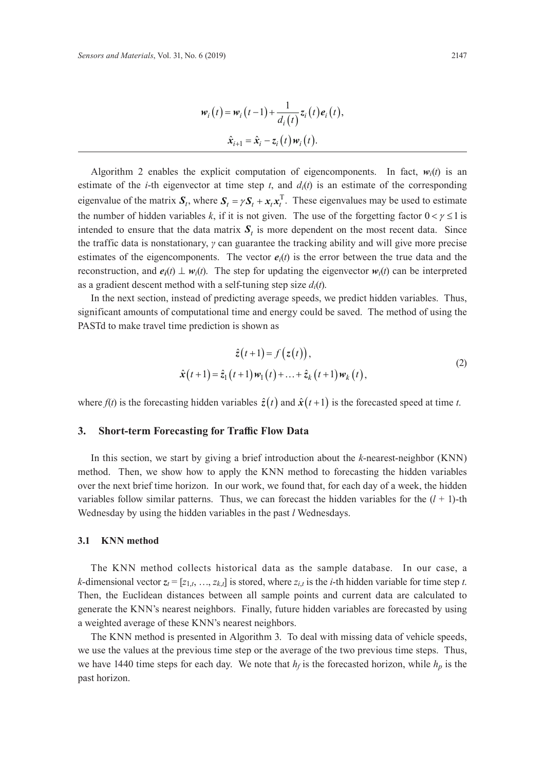$$\boldsymbol{w}_i(t) = \boldsymbol{w}_i(t-1) + \frac{1}{d_i(t)} \boldsymbol{z}_i(t) \boldsymbol{e}_i(t),$$

$$\hat{\boldsymbol{x}}_{i+1} = \hat{\boldsymbol{x}}_i - \boldsymbol{z}_i(t) \boldsymbol{w}_i(t).$$

---

Algorithm 2 enables the explicit computation of eigencomponents. In fact, $\boldsymbol{w}_i(t)$ is an estimate of the $i$-th eigenvector at time step $t$, and $d_i(t)$ is an estimate of the corresponding eigenvalue of the matrix $\boldsymbol{S}_t$, where $\boldsymbol{S}_t = \gamma \boldsymbol{S}_t + \boldsymbol{x}_t \boldsymbol{x}_t^{\mathrm{T}}$. These eigenvalues may be used to estimate the number of hidden variables $k$, if it is not given. The use of the forgetting factor $0 < \gamma \leq 1$ is intended to ensure that the data matrix $\boldsymbol{S}_t$ is more dependent on the most recent data. Since the traffic data is nonstationary, $\gamma$ can guarantee the tracking ability and will give more precise estimates of the eigencomponents. The vector $\boldsymbol{e}_i(t)$ is the error between the true data and the reconstruction, and $\boldsymbol{e}_i(t) \perp \boldsymbol{w}_i(t)$. The step for updating the eigenvector $\boldsymbol{w}_i(t)$ can be interpreted as a gradient descent method with a self-tuning step size $d_i(t)$.

In the next section, instead of predicting average speeds, we predict hidden variables. Thus, significant amounts of computational time and energy could be saved. The method of using the PASTd to make travel time prediction is shown as

$$\begin{gathered} \hat{\boldsymbol{z}}(t+1) = f(\boldsymbol{z}(t)), \\ \hat{\boldsymbol{x}}(t+1) = \hat{z}_1(t+1)\boldsymbol{w}_1(t) + \ldots + \hat{z}_k(t+1)\boldsymbol{w}_k(t), \end{gathered} \tag{2}$$

where $f(t)$ is the forecasting hidden variables $\hat{\boldsymbol{z}}(t)$ and $\hat{\boldsymbol{x}}(t+1)$ is the forecasted speed at time $t$.

## 3. Short-term Forecasting for Traffic Flow Data

In this section, we start by giving a brief introduction about the $k$-nearest-neighbor (KNN) method. Then, we show how to apply the KNN method to forecasting the hidden variables over the next brief time horizon. In our work, we found that, for each day of a week, the hidden variables follow similar patterns. Thus, we can forecast the hidden variables for the $(l + 1)$-th Wednesday by using the hidden variables in the past $l$ Wednesdays.

### 3.1 KNN method

The KNN method collects historical data as the sample database. In our case, a $k$-dimensional vector $\boldsymbol{z}_t = [z_{1,t}, \ldots, z_{k,t}]$ is stored, where $z_{i,t}$ is the $i$-th hidden variable for time step $t$. Then, the Euclidean distances between all sample points and current data are calculated to generate the KNN's nearest neighbors. Finally, future hidden variables are forecasted by using a weighted average of these KNN's nearest neighbors.

The KNN method is presented in Algorithm 3. To deal with missing data of vehicle speeds, we use the values at the previous time step or the average of the two previous time steps. Thus, we have 1440 time steps for each day. We note that $h_f$ is the forecasted horizon, while $h_p$ is the past horizon.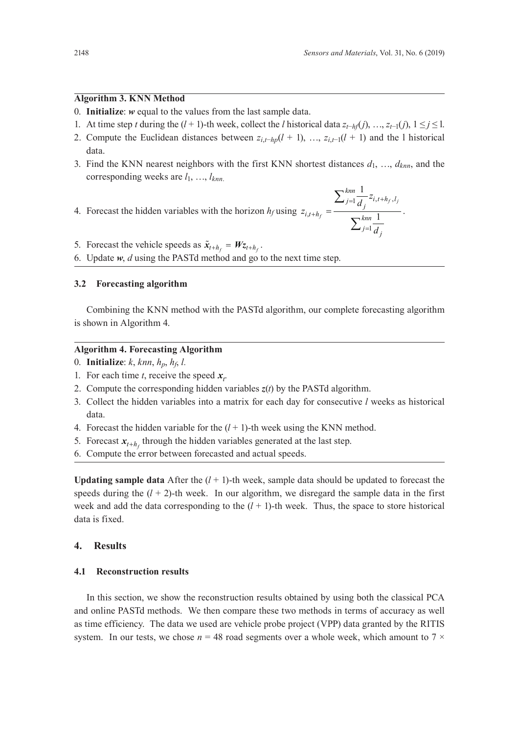**Algorithm 3. KNN Method**

0. **Initialize**: $\boldsymbol{w}$ equal to the values from the last sample data.
1. At time step $t$ during the $(l + 1)$-th week, collect the $l$ historical data $z_{t-hf}(j), \ldots, z_{t-1}(j)$, $1 \leq j \leq$ l.
2. Compute the Euclidean distances between $z_{i,t-hp}(l + 1), \ldots, z_{i,t-1}(l + 1)$ and the l historical data.
3. Find the KNN nearest neighbors with the first KNN shortest distances $d_1, \ldots, d_{knn}$, and the corresponding weeks are $l_1, \ldots, l_{knn.}$
4. Forecast the hidden variables with the horizon $h_f$ using $z_{i,t+h_f} = \dfrac{\sum_{j=1}^{knn} \frac{1}{d_j} z_{i,t+h_f,l_j}}{\sum_{j=1}^{knn} \frac{1}{d_j}}$.
5. Forecast the vehicle speeds as $\tilde{\boldsymbol{x}}_{t+h_f} = \boldsymbol{W} \boldsymbol{z}_{t+h_f}$.
6. Update $\boldsymbol{w}$, $d$ using the PASTd method and go to the next time step.

### 3.2 Forecasting algorithm

Combining the KNN method with the PASTd algorithm, our complete forecasting algorithm is shown in Algorithm 4.

**Algorithm 4. Forecasting Algorithm**

0. **Initialize**: $k$, $knn$, $h_p$, $h_f$, $l$.
1. For each time $t$, receive the speed $\boldsymbol{x}_t$.
2. Compute the corresponding hidden variables $\boldsymbol{z}(t)$ by the PASTd algorithm.
3. Collect the hidden variables into a matrix for each day for consecutive $l$ weeks as historical data.
4. Forecast the hidden variable for the $(l + 1)$-th week using the KNN method.
5. Forecast $\boldsymbol{x}_{t+h_f}$ through the hidden variables generated at the last step.
6. Compute the error between forecasted and actual speeds.

**Updating sample data** After the $(l + 1)$-th week, sample data should be updated to forecast the speeds during the $(l + 2)$-th week. In our algorithm, we disregard the sample data in the first week and add the data corresponding to the $(l + 1)$-th week. Thus, the space to store historical data is fixed.

## 4. Results

### 4.1 Reconstruction results

In this section, we show the reconstruction results obtained by using both the classical PCA and online PASTd methods. We then compare these two methods in terms of accuracy as well as time efficiency. The data we used are vehicle probe project (VPP) data granted by the RITIS system. In our tests, we chose $n = 48$ road segments over a whole week, which amount to 7 ×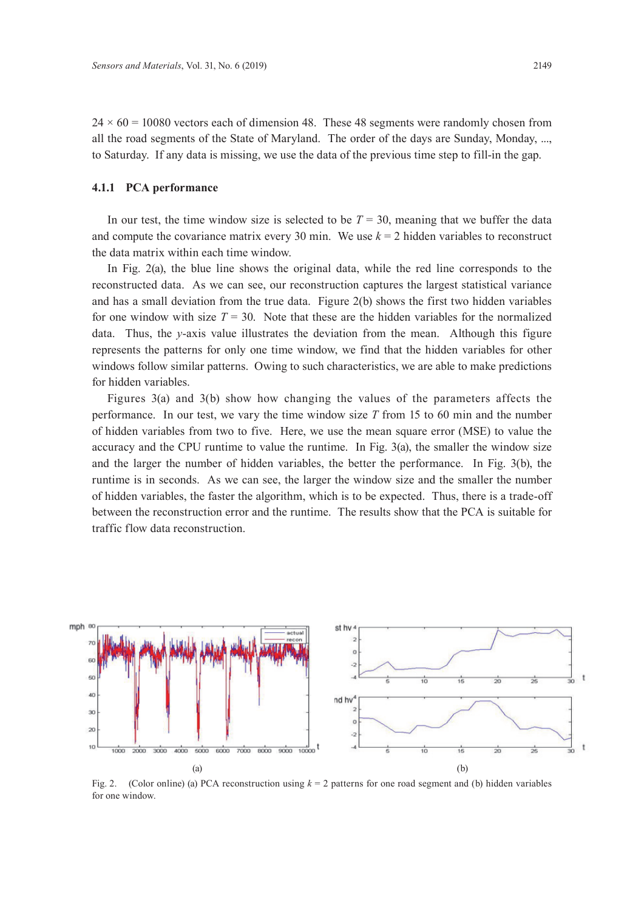24 × 60 = 10080 vectors each of dimension 48. These 48 segments were randomly chosen from all the road segments of the State of Maryland. The order of the days are Sunday, Monday, ..., to Saturday. If any data is missing, we use the data of the previous time step to fill-in the gap.

### 4.1.1 PCA performance

In our test, the time window size is selected to be $T = 30$, meaning that we buffer the data and compute the covariance matrix every 30 min. We use $k = 2$ hidden variables to reconstruct the data matrix within each time window.

In Fig. 2(a), the blue line shows the original data, while the red line corresponds to the reconstructed data. As we can see, our reconstruction captures the largest statistical variance and has a small deviation from the true data. Figure 2(b) shows the first two hidden variables for one window with size $T = 30$. Note that these are the hidden variables for the normalized data. Thus, the $y$-axis value illustrates the deviation from the mean. Although this figure represents the patterns for only one time window, we find that the hidden variables for other windows follow similar patterns. Owing to such characteristics, we are able to make predictions for hidden variables.

Figures 3(a) and 3(b) show how changing the values of the parameters affects the performance. In our test, we vary the time window size $T$ from 15 to 60 min and the number of hidden variables from two to five. Here, we use the mean square error (MSE) to value the accuracy and the CPU runtime to value the runtime. In Fig. 3(a), the smaller the window size and the larger the number of hidden variables, the better the performance. In Fig. 3(b), the runtime is in seconds. As we can see, the larger the window size and the smaller the number of hidden variables, the faster the algorithm, which is to be expected. Thus, there is a trade-off between the reconstruction error and the runtime. The results show that the PCA is suitable for traffic flow data reconstruction.

Fig. 2. (Color online) (a) PCA reconstruction using $k = 2$ patterns for one road segment and (b) hidden variables for one window.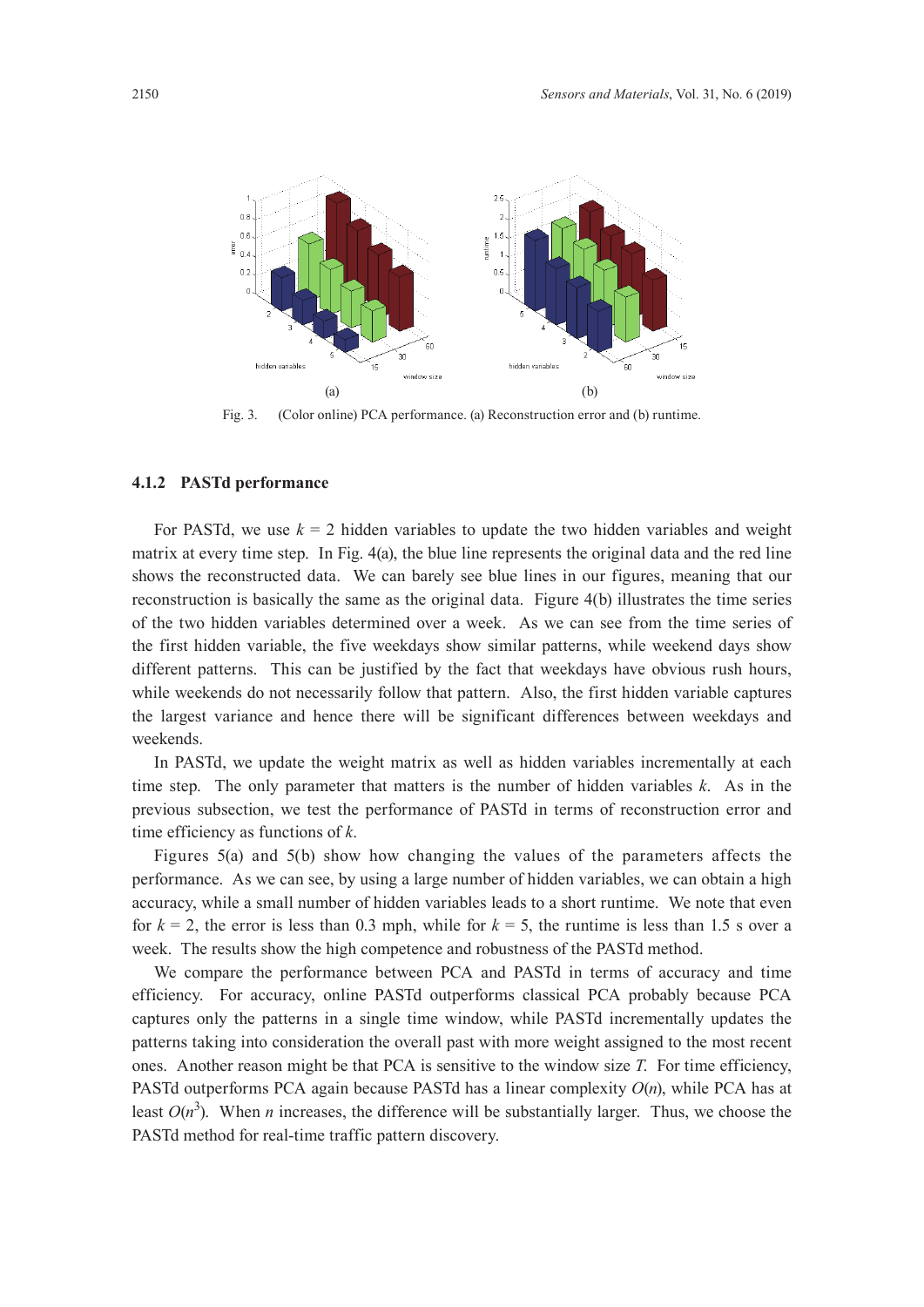Fig. 3. (Color online) PCA performance. (a) Reconstruction error and (b) runtime.

### 4.1.2 PASTd performance

For PASTd, we use $k = 2$ hidden variables to update the two hidden variables and weight matrix at every time step. In Fig. 4(a), the blue line represents the original data and the red line shows the reconstructed data. We can barely see blue lines in our figures, meaning that our reconstruction is basically the same as the original data. Figure 4(b) illustrates the time series of the two hidden variables determined over a week. As we can see from the time series of the first hidden variable, the five weekdays show similar patterns, while weekend days show different patterns. This can be justified by the fact that weekdays have obvious rush hours, while weekends do not necessarily follow that pattern. Also, the first hidden variable captures the largest variance and hence there will be significant differences between weekdays and weekends.

In PASTd, we update the weight matrix as well as hidden variables incrementally at each time step. The only parameter that matters is the number of hidden variables $k$. As in the previous subsection, we test the performance of PASTd in terms of reconstruction error and time efficiency as functions of $k$.

Figures 5(a) and 5(b) show how changing the values of the parameters affects the performance. As we can see, by using a large number of hidden variables, we can obtain a high accuracy, while a small number of hidden variables leads to a short runtime. We note that even for $k = 2$, the error is less than 0.3 mph, while for $k = 5$, the runtime is less than 1.5 s over a week. The results show the high competence and robustness of the PASTd method.

We compare the performance between PCA and PASTd in terms of accuracy and time efficiency. For accuracy, online PASTd outperforms classical PCA probably because PCA captures only the patterns in a single time window, while PASTd incrementally updates the patterns taking into consideration the overall past with more weight assigned to the most recent ones. Another reason might be that PCA is sensitive to the window size $T$. For time efficiency, PASTd outperforms PCA again because PASTd has a linear complexity $O(n)$, while PCA has at least $O(n^3)$. When $n$ increases, the difference will be substantially larger. Thus, we choose the PASTd method for real-time traffic pattern discovery.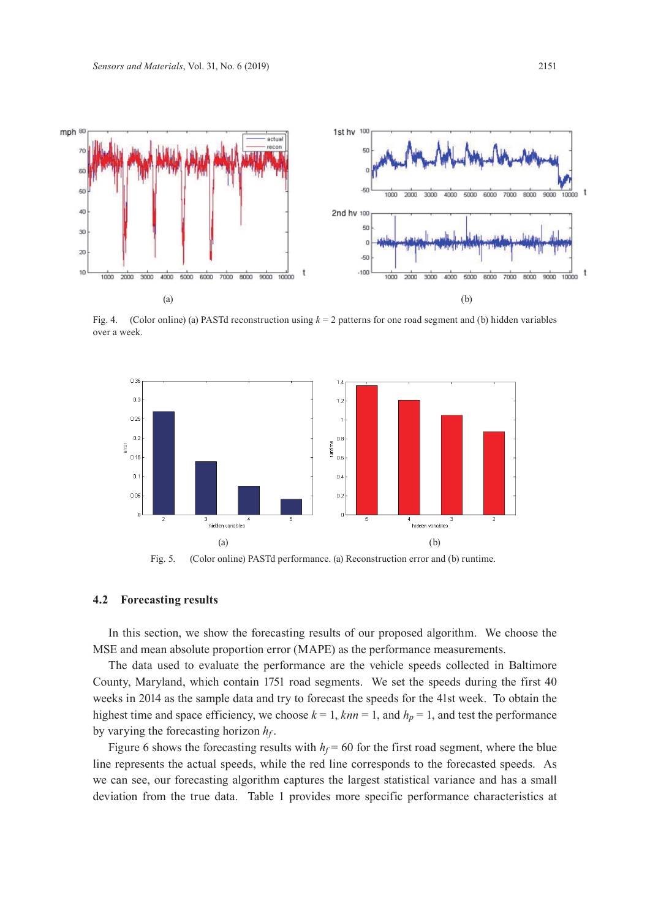Fig. 4. (Color online) (a) PASTd reconstruction using $k = 2$ patterns for one road segment and (b) hidden variables over a week.

Fig. 5. (Color online) PASTd performance. (a) Reconstruction error and (b) runtime.

### 4.2 Forecasting results

In this section, we show the forecasting results of our proposed algorithm. We choose the MSE and mean absolute proportion error (MAPE) as the performance measurements.

The data used to evaluate the performance are the vehicle speeds collected in Baltimore County, Maryland, which contain 1751 road segments. We set the speeds during the first 40 weeks in 2014 as the sample data and try to forecast the speeds for the 41st week. To obtain the highest time and space efficiency, we choose $k = 1$, $knn = 1$, and $h_p = 1$, and test the performance by varying the forecasting horizon $h_f$.

Figure 6 shows the forecasting results with $h_f = 60$ for the first road segment, where the blue line represents the actual speeds, while the red line corresponds to the forecasted speeds. As we can see, our forecasting algorithm captures the largest statistical variance and has a small deviation from the true data. Table 1 provides more specific performance characteristics at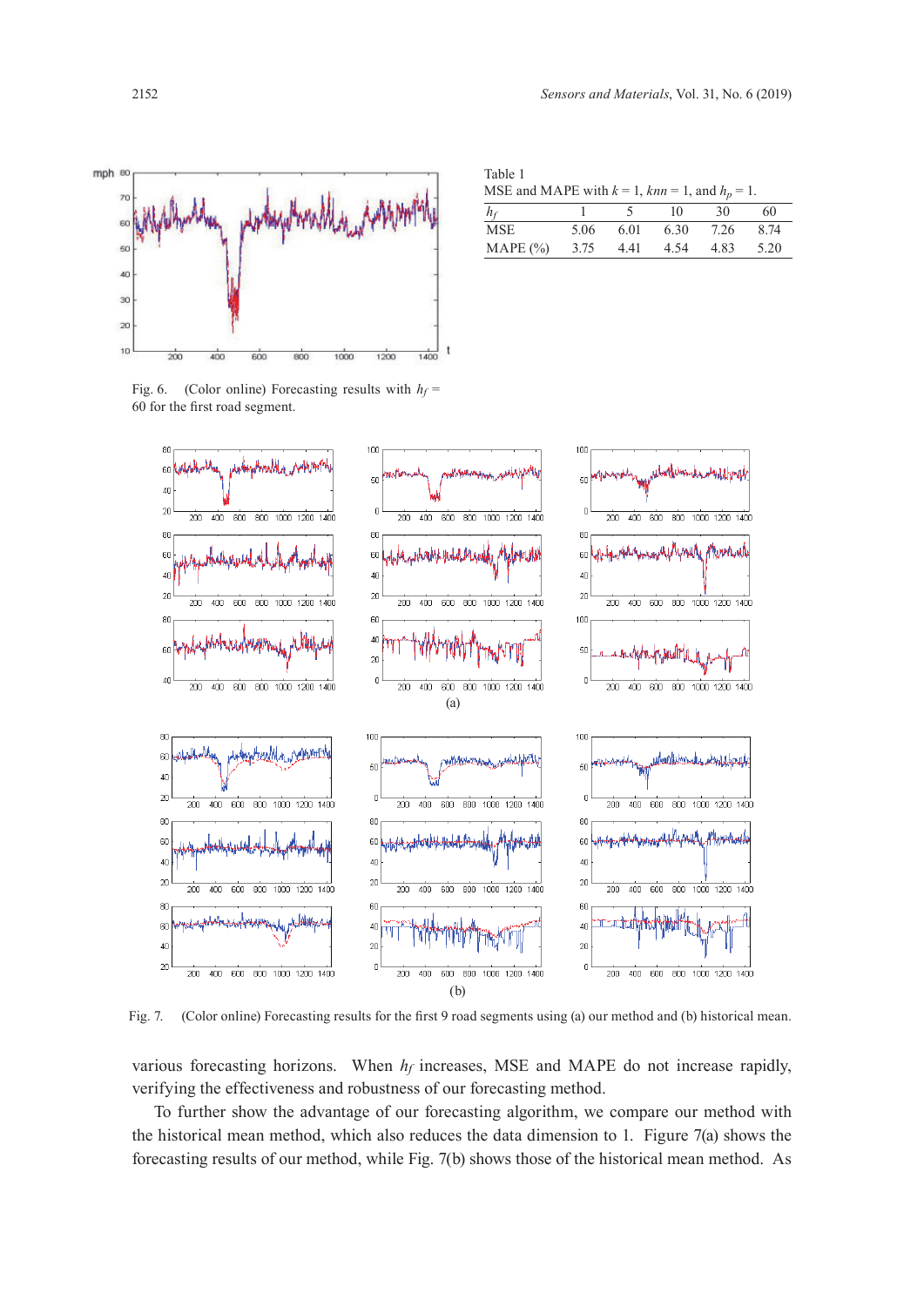Fig. 6. (Color online) Forecasting results with $h_f$ = 60 for the first road segment.

Table 1
MSE and MAPE with $k$ = 1, $knn$ = 1, and $h_p$ = 1.

| $h_f$ | 1 | 5 | 10 | 30 | 60 |
|---|---|---|---|---|---|
| MSE | 5.06 | 6.01 | 6.30 | 7.26 | 8.74 |
| MAPE (%) | 3.75 | 4.41 | 4.54 | 4.83 | 5.20 |

Fig. 7. (Color online) Forecasting results for the first 9 road segments using (a) our method and (b) historical mean.

various forecasting horizons. When $h_f$ increases, MSE and MAPE do not increase rapidly, verifying the effectiveness and robustness of our forecasting method.

To further show the advantage of our forecasting algorithm, we compare our method with the historical mean method, which also reduces the data dimension to 1. Figure 7(a) shows the forecasting results of our method, while Fig. 7(b) shows those of the historical mean method. As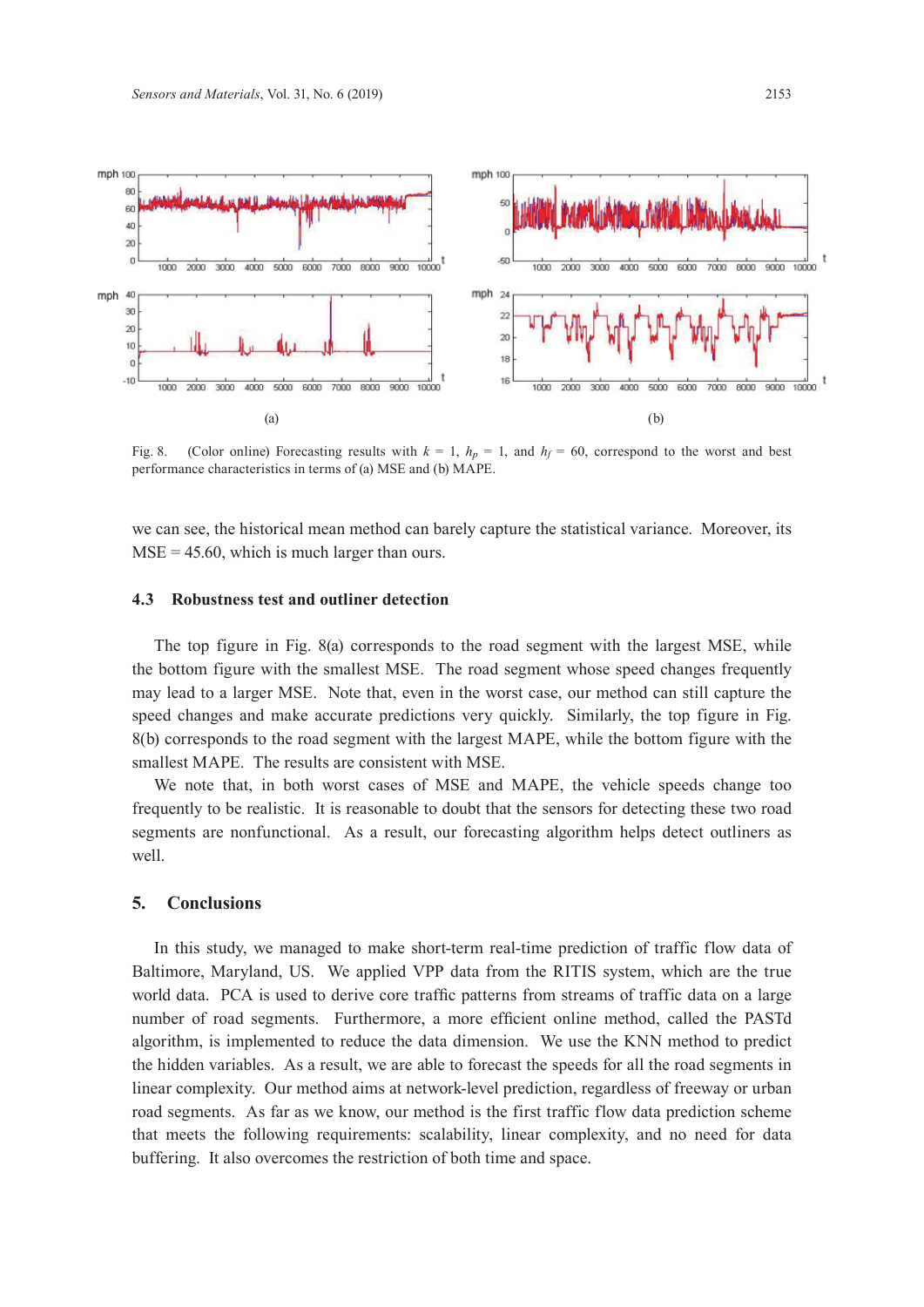Fig. 8. (Color online) Forecasting results with $k$ = 1, $h_p$ = 1, and $h_f$ = 60, correspond to the worst and best performance characteristics in terms of (a) MSE and (b) MAPE.

we can see, the historical mean method can barely capture the statistical variance. Moreover, its MSE = 45.60, which is much larger than ours.

### 4.3 Robustness test and outliner detection

The top figure in Fig. 8(a) corresponds to the road segment with the largest MSE, while the bottom figure with the smallest MSE. The road segment whose speed changes frequently may lead to a larger MSE. Note that, even in the worst case, our method can still capture the speed changes and make accurate predictions very quickly. Similarly, the top figure in Fig. 8(b) corresponds to the road segment with the largest MAPE, while the bottom figure with the smallest MAPE. The results are consistent with MSE.

We note that, in both worst cases of MSE and MAPE, the vehicle speeds change too frequently to be realistic. It is reasonable to doubt that the sensors for detecting these two road segments are nonfunctional. As a result, our forecasting algorithm helps detect outliners as well.

## 5. Conclusions

In this study, we managed to make short-term real-time prediction of traffic flow data of Baltimore, Maryland, US. We applied VPP data from the RITIS system, which are the true world data. PCA is used to derive core traffic patterns from streams of traffic data on a large number of road segments. Furthermore, a more efficient online method, called the PASTd algorithm, is implemented to reduce the data dimension. We use the KNN method to predict the hidden variables. As a result, we are able to forecast the speeds for all the road segments in linear complexity. Our method aims at network-level prediction, regardless of freeway or urban road segments. As far as we know, our method is the first traffic flow data prediction scheme that meets the following requirements: scalability, linear complexity, and no need for data buffering. It also overcomes the restriction of both time and space.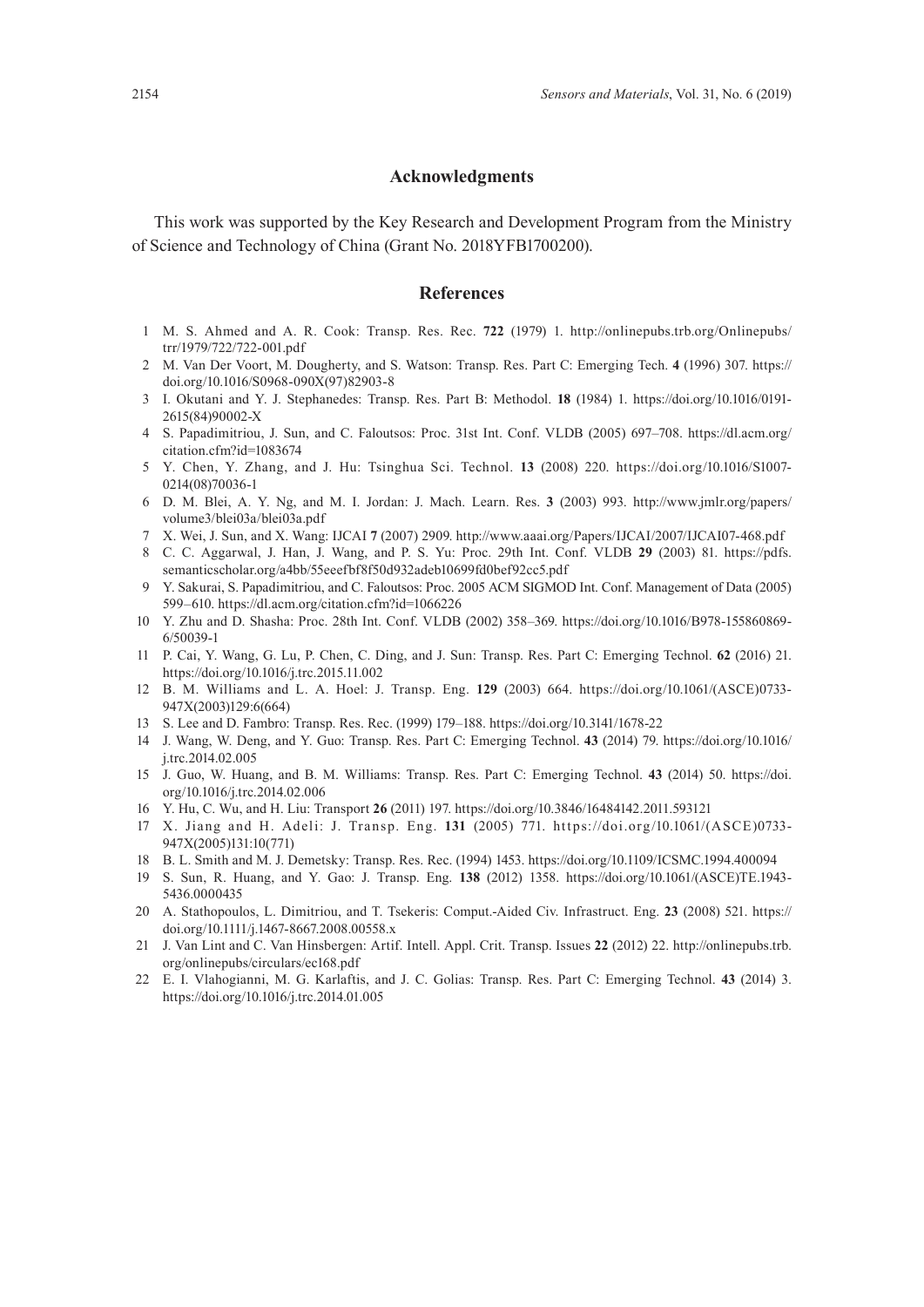## Acknowledgments

This work was supported by the Key Research and Development Program from the Ministry of Science and Technology of China (Grant No. 2018YFB1700200).

## References

1. M. S. Ahmed and A. R. Cook: Transp. Res. Rec. **722** (1979) 1. http://onlinepubs.trb.org/Onlinepubs/trr/1979/722/722-001.pdf
2. M. Van Der Voort, M. Dougherty, and S. Watson: Transp. Res. Part C: Emerging Tech. **4** (1996) 307. https://doi.org/10.1016/S0968-090X(97)82903-8
3. I. Okutani and Y. J. Stephanedes: Transp. Res. Part B: Methodol. **18** (1984) 1. https://doi.org/10.1016/0191-2615(84)90002-X
4. S. Papadimitriou, J. Sun, and C. Faloutsos: Proc. 31st Int. Conf. VLDB (2005) 697–708. https://dl.acm.org/citation.cfm?id=1083674
5. Y. Chen, Y. Zhang, and J. Hu: Tsinghua Sci. Technol. **13** (2008) 220. https://doi.org/10.1016/S1007-0214(08)70036-1
6. D. M. Blei, A. Y. Ng, and M. I. Jordan: J. Mach. Learn. Res. **3** (2003) 993. http://www.jmlr.org/papers/volume3/blei03a/blei03a.pdf
7. X. Wei, J. Sun, and X. Wang: IJCAI **7** (2007) 2909. http://www.aaai.org/Papers/IJCAI/2007/IJCAI07-468.pdf
8. C. C. Aggarwal, J. Han, J. Wang, and P. S. Yu: Proc. 29th Int. Conf. VLDB **29** (2003) 81. https://pdfs.semanticscholar.org/a4bb/55eeefbf8f50d932adeb10699fd0bef92cc5.pdf
9. Y. Sakurai, S. Papadimitriou, and C. Faloutsos: Proc. 2005 ACM SIGMOD Int. Conf. Management of Data (2005) 599–610. https://dl.acm.org/citation.cfm?id=1066226
10. Y. Zhu and D. Shasha: Proc. 28th Int. Conf. VLDB (2002) 358–369. https://doi.org/10.1016/B978-155860869-6/50039-1
11. P. Cai, Y. Wang, G. Lu, P. Chen, C. Ding, and J. Sun: Transp. Res. Part C: Emerging Technol. **62** (2016) 21. https://doi.org/10.1016/j.trc.2015.11.002
12. B. M. Williams and L. A. Hoel: J. Transp. Eng. **129** (2003) 664. https://doi.org/10.1061/(ASCE)0733-947X(2003)129:6(664)
13. S. Lee and D. Fambro: Transp. Res. Rec. (1999) 179–188. https://doi.org/10.3141/1678-22
14. J. Wang, W. Deng, and Y. Guo: Transp. Res. Part C: Emerging Technol. **43** (2014) 79. https://doi.org/10.1016/j.trc.2014.02.005
15. J. Guo, W. Huang, and B. M. Williams: Transp. Res. Part C: Emerging Technol. **43** (2014) 50. https://doi.org/10.1016/j.trc.2014.02.006
16. Y. Hu, C. Wu, and H. Liu: Transport **26** (2011) 197. https://doi.org/10.3846/16484142.2011.593121
17. X. Jiang and H. Adeli: J. Transp. Eng. **131** (2005) 771. https://doi.org/10.1061/(ASCE)0733-947X(2005)131:10(771)
18. B. L. Smith and M. J. Demetsky: Transp. Res. Rec. (1994) 1453. https://doi.org/10.1109/ICSMC.1994.400094
19. S. Sun, R. Huang, and Y. Gao: J. Transp. Eng. **138** (2012) 1358. https://doi.org/10.1061/(ASCE)TE.1943-5436.0000435
20. A. Stathopoulos, L. Dimitriou, and T. Tsekeris: Comput.-Aided Civ. Infrastruct. Eng. **23** (2008) 521. https://doi.org/10.1111/j.1467-8667.2008.00558.x
21. J. Van Lint and C. Van Hinsbergen: Artif. Intell. Appl. Crit. Transp. Issues **22** (2012) 22. http://onlinepubs.trb.org/onlinepubs/circulars/ec168.pdf
22. E. I. Vlahogianni, M. G. Karlaftis, and J. C. Golias: Transp. Res. Part C: Emerging Technol. **43** (2014) 3. https://doi.org/10.1016/j.trc.2014.01.005